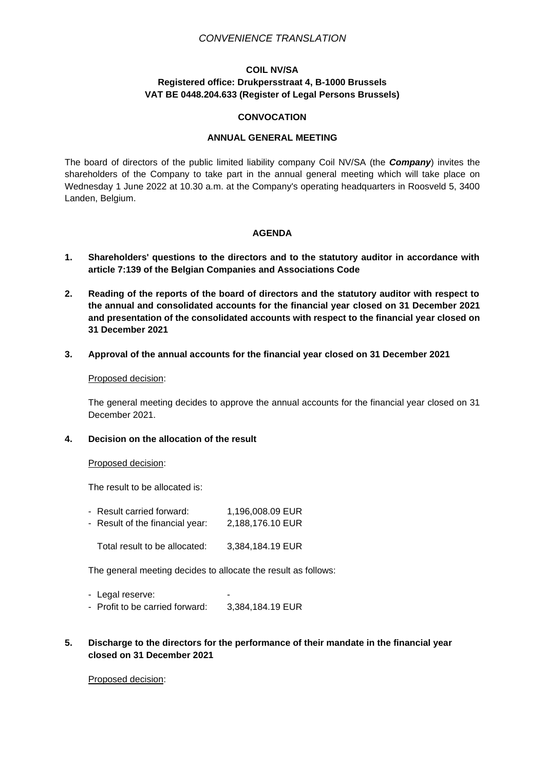*CONVENIENCE TRANSLATION*

**COIL NV/SA**
**Registered office: Drukpersstraat 4, B-1000 Brussels**
**VAT BE 0448.204.633 (Register of Legal Persons Brussels)**

**CONVOCATION**

**ANNUAL GENERAL MEETING**

The board of directors of the public limited liability company Coil NV/SA (the ***Company***) invites the shareholders of the Company to take part in the annual general meeting which will take place on Wednesday 1 June 2022 at 10.30 a.m. at the Company's operating headquarters in Roosveld 5, 3400 Landen, Belgium.

**AGENDA**

1. **Shareholders' questions to the directors and to the statutory auditor in accordance with article 7:139 of the Belgian Companies and Associations Code**

2. **Reading of the reports of the board of directors and the statutory auditor with respect to the annual and consolidated accounts for the financial year closed on 31 December 2021 and presentation of the consolidated accounts with respect to the financial year closed on 31 December 2021**

3. **Approval of the annual accounts for the financial year closed on 31 December 2021**

   Proposed decision:

   The general meeting decides to approve the annual accounts for the financial year closed on 31 December 2021.

4. **Decision on the allocation of the result**

   Proposed decision:

   The result to be allocated is:

   - Result carried forward: 1,196,008.09 EUR
   - Result of the financial year: 2,188,176.10 EUR

   Total result to be allocated: 3,384,184.19 EUR

   The general meeting decides to allocate the result as follows:

   - Legal reserve: -
   - Profit to be carried forward: 3,384,184.19 EUR

5. **Discharge to the directors for the performance of their mandate in the financial year closed on 31 December 2021**

   Proposed decision: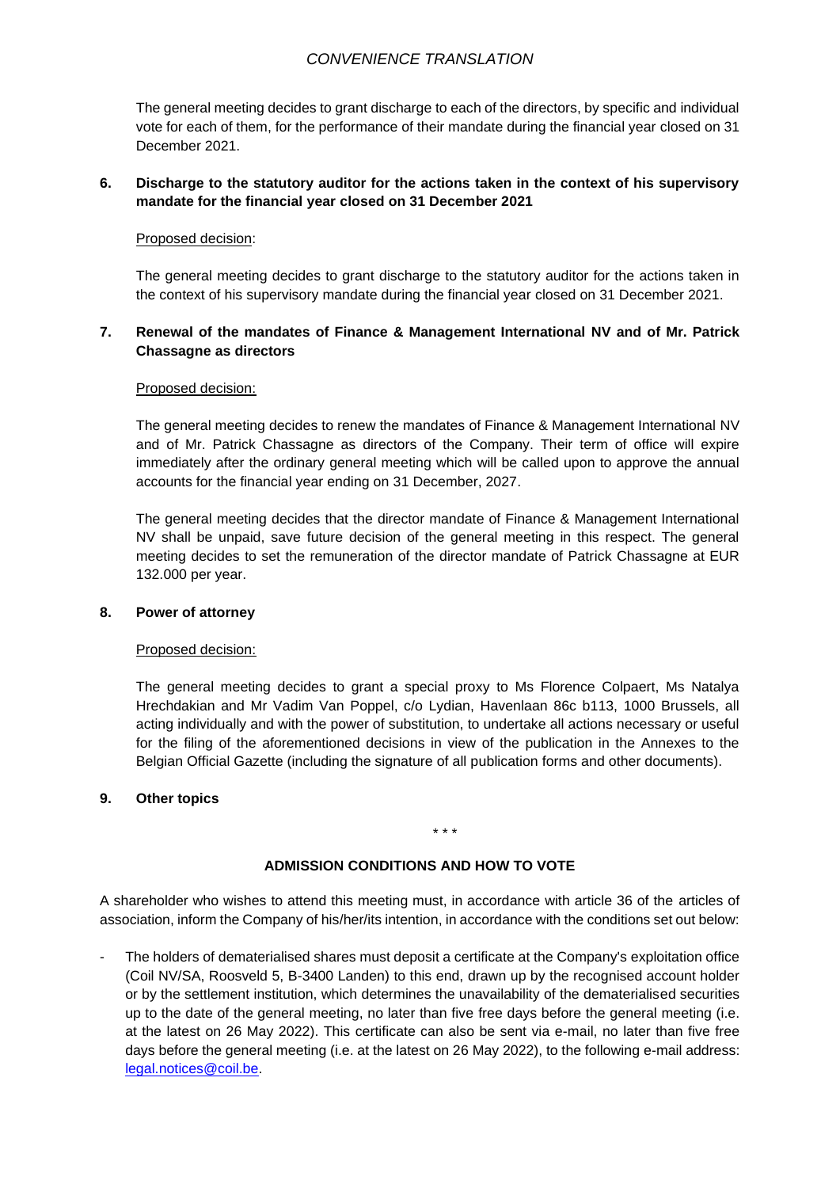The general meeting decides to grant discharge to each of the directors, by specific and individual vote for each of them, for the performance of their mandate during the financial year closed on 31 December 2021.

**6. Discharge to the statutory auditor for the actions taken in the context of his supervisory mandate for the financial year closed on 31 December 2021**

Proposed decision:

The general meeting decides to grant discharge to the statutory auditor for the actions taken in the context of his supervisory mandate during the financial year closed on 31 December 2021.

**7. Renewal of the mandates of Finance & Management International NV and of Mr. Patrick Chassagne as directors**

Proposed decision:

The general meeting decides to renew the mandates of Finance & Management International NV and of Mr. Patrick Chassagne as directors of the Company. Their term of office will expire immediately after the ordinary general meeting which will be called upon to approve the annual accounts for the financial year ending on 31 December, 2027.

The general meeting decides that the director mandate of Finance & Management International NV shall be unpaid, save future decision of the general meeting in this respect. The general meeting decides to set the remuneration of the director mandate of Patrick Chassagne at EUR 132.000 per year.

**8. Power of attorney**

Proposed decision:

The general meeting decides to grant a special proxy to Ms Florence Colpaert, Ms Natalya Hrechdakian and Mr Vadim Van Poppel, c/o Lydian, Havenlaan 86c b113, 1000 Brussels, all acting individually and with the power of substitution, to undertake all actions necessary or useful for the filing of the aforementioned decisions in view of the publication in the Annexes to the Belgian Official Gazette (including the signature of all publication forms and other documents).

**9. Other topics**

\* \* \*

**ADMISSION CONDITIONS AND HOW TO VOTE**

A shareholder who wishes to attend this meeting must, in accordance with article 36 of the articles of association, inform the Company of his/her/its intention, in accordance with the conditions set out below:

- The holders of dematerialised shares must deposit a certificate at the Company's exploitation office (Coil NV/SA, Roosveld 5, B-3400 Landen) to this end, drawn up by the recognised account holder or by the settlement institution, which determines the unavailability of the dematerialised securities up to the date of the general meeting, no later than five free days before the general meeting (i.e. at the latest on 26 May 2022). This certificate can also be sent via e-mail, no later than five free days before the general meeting (i.e. at the latest on 26 May 2022), to the following e-mail address: legal.notices@coil.be.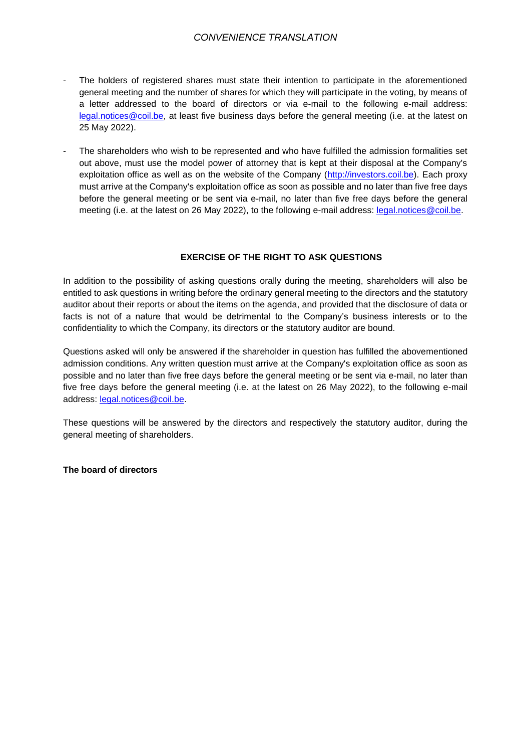- The holders of registered shares must state their intention to participate in the aforementioned general meeting and the number of shares for which they will participate in the voting, by means of a letter addressed to the board of directors or via e-mail to the following e-mail address: [legal.notices@coil.be](mailto:legal.notices@coil.be), at least five business days before the general meeting (i.e. at the latest on 25 May 2022).

- The shareholders who wish to be represented and who have fulfilled the admission formalities set out above, must use the model power of attorney that is kept at their disposal at the Company's exploitation office as well as on the website of the Company ([http://investors.coil.be](http://investors.coil.be)). Each proxy must arrive at the Company's exploitation office as soon as possible and no later than five free days before the general meeting or be sent via e-mail, no later than five free days before the general meeting (i.e. at the latest on 26 May 2022), to the following e-mail address: [legal.notices@coil.be](mailto:legal.notices@coil.be).

## EXERCISE OF THE RIGHT TO ASK QUESTIONS

In addition to the possibility of asking questions orally during the meeting, shareholders will also be entitled to ask questions in writing before the ordinary general meeting to the directors and the statutory auditor about their reports or about the items on the agenda, and provided that the disclosure of data or facts is not of a nature that would be detrimental to the Company's business interests or to the confidentiality to which the Company, its directors or the statutory auditor are bound.

Questions asked will only be answered if the shareholder in question has fulfilled the abovementioned admission conditions. Any written question must arrive at the Company's exploitation office as soon as possible and no later than five free days before the general meeting or be sent via e-mail, no later than five free days before the general meeting (i.e. at the latest on 26 May 2022), to the following e-mail address: [legal.notices@coil.be](mailto:legal.notices@coil.be).

These questions will be answered by the directors and respectively the statutory auditor, during the general meeting of shareholders.

**The board of directors**